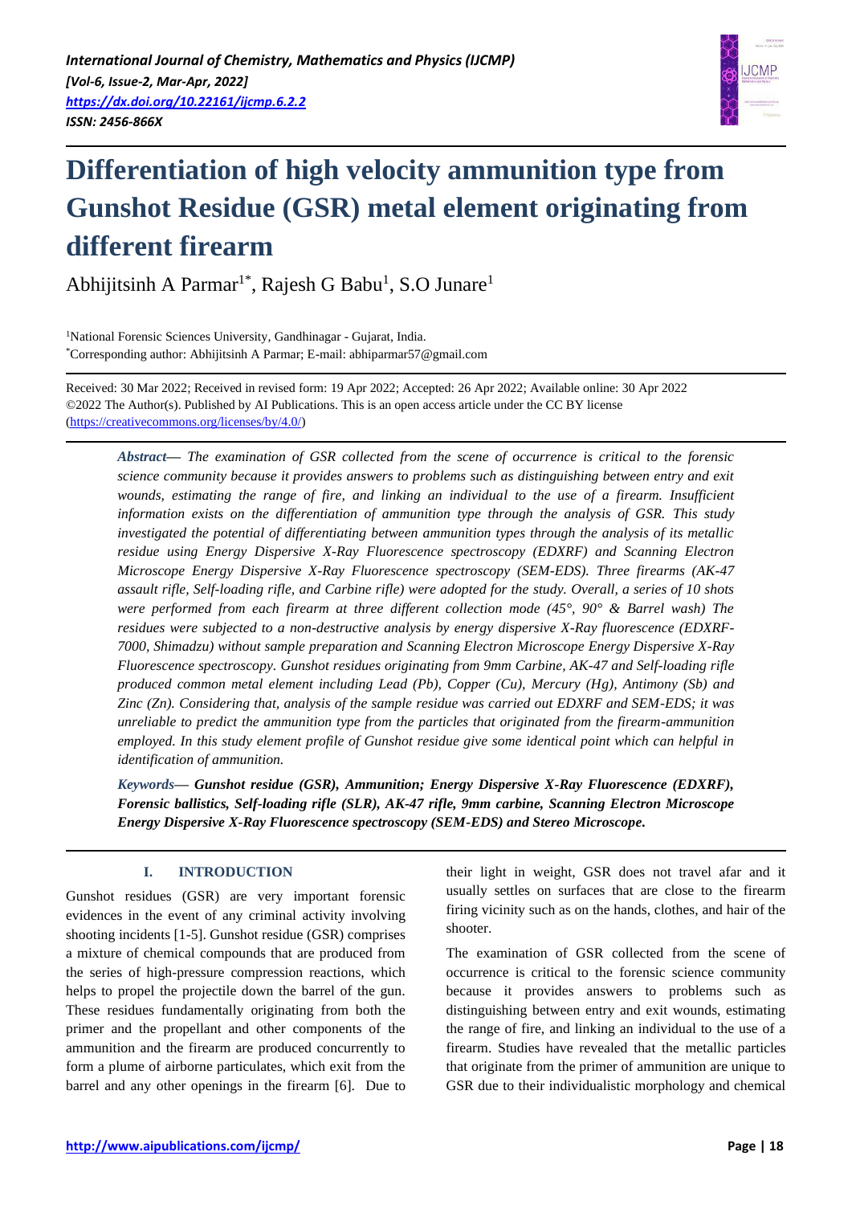*International Journal of Chemistry, Mathematics and Physics (IJCMP)*
*[Vol-6, Issue-2, Mar-Apr, 2022]*
*https://dx.doi.org/10.22161/ijcmp.6.2.2*
*ISSN: 2456-866X*

# Differentiation of high velocity ammunition type from Gunshot Residue (GSR) metal element originating from different firearm

Abhijitsinh A Parmar[1*], Rajesh G Babu[1], S.O Junare[1]

[1]National Forensic Sciences University, Gandhinagar - Gujarat, India.
[*]Corresponding author: Abhijitsinh A Parmar; E-mail: abhiparmar57@gmail.com

Received: 30 Mar 2022; Received in revised form: 19 Apr 2022; Accepted: 26 Apr 2022; Available online: 30 Apr 2022
©2022 The Author(s). Published by AI Publications. This is an open access article under the CC BY license (https://creativecommons.org/licenses/by/4.0/)

***Abstract*— *The examination of GSR collected from the scene of occurrence is critical to the forensic science community because it provides answers to problems such as distinguishing between entry and exit wounds, estimating the range of fire, and linking an individual to the use of a firearm. Insufficient information exists on the differentiation of ammunition type through the analysis of GSR. This study investigated the potential of differentiating between ammunition types through the analysis of its metallic residue using Energy Dispersive X-Ray Fluorescence spectroscopy (EDXRF) and Scanning Electron Microscope Energy Dispersive X-Ray Fluorescence spectroscopy (SEM-EDS). Three firearms (AK-47 assault rifle, Self-loading rifle, and Carbine rifle) were adopted for the study. Overall, a series of 10 shots were performed from each firearm at three different collection mode (45°, 90° & Barrel wash) The residues were subjected to a non-destructive analysis by energy dispersive X-Ray fluorescence (EDXRF-7000, Shimadzu) without sample preparation and Scanning Electron Microscope Energy Dispersive X-Ray Fluorescence spectroscopy. Gunshot residues originating from 9mm Carbine, AK-47 and Self-loading rifle produced common metal element including Lead (Pb), Copper (Cu), Mercury (Hg), Antimony (Sb) and Zinc (Zn). Considering that, analysis of the sample residue was carried out EDXRF and SEM-EDS; it was unreliable to predict the ammunition type from the particles that originated from the firearm-ammunition employed. In this study element profile of Gunshot residue give some identical point which can helpful in identification of ammunition.***

***Keywords*— Gunshot residue (GSR), Ammunition; Energy Dispersive X-Ray Fluorescence (EDXRF), Forensic ballistics, Self-loading rifle (SLR), AK-47 rifle, 9mm carbine, Scanning Electron Microscope Energy Dispersive X-Ray Fluorescence spectroscopy (SEM-EDS) and Stereo Microscope.**

## I. INTRODUCTION

Gunshot residues (GSR) are very important forensic evidences in the event of any criminal activity involving shooting incidents [1-5]. Gunshot residue (GSR) comprises a mixture of chemical compounds that are produced from the series of high-pressure compression reactions, which helps to propel the projectile down the barrel of the gun. These residues fundamentally originating from both the primer and the propellant and other components of the ammunition and the firearm are produced concurrently to form a plume of airborne particulates, which exit from the barrel and any other openings in the firearm [6]. Due to their light in weight, GSR does not travel afar and it usually settles on surfaces that are close to the firearm firing vicinity such as on the hands, clothes, and hair of the shooter.

The examination of GSR collected from the scene of occurrence is critical to the forensic science community because it provides answers to problems such as distinguishing between entry and exit wounds, estimating the range of fire, and linking an individual to the use of a firearm. Studies have revealed that the metallic particles that originate from the primer of ammunition are unique to GSR due to their individualistic morphology and chemical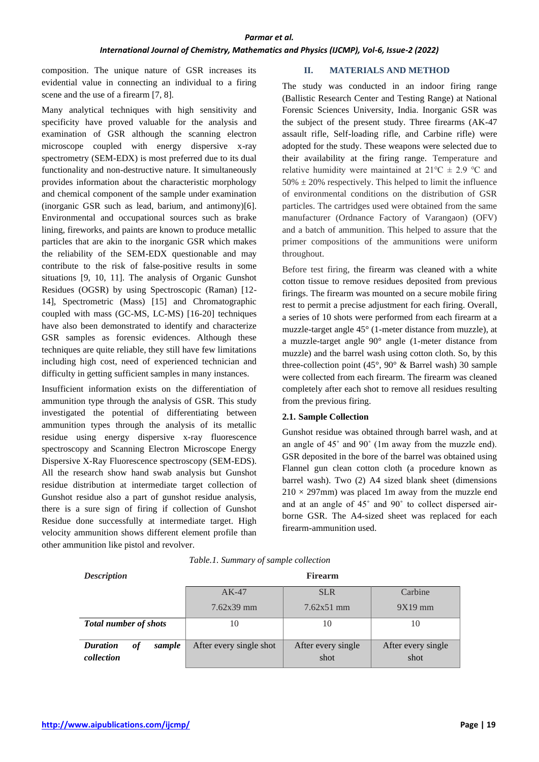composition. The unique nature of GSR increases its evidential value in connecting an individual to a firing scene and the use of a firearm [7, 8].

Many analytical techniques with high sensitivity and specificity have proved valuable for the analysis and examination of GSR although the scanning electron microscope coupled with energy dispersive x-ray spectrometry (SEM-EDX) is most preferred due to its dual functionality and non-destructive nature. It simultaneously provides information about the characteristic morphology and chemical component of the sample under examination (inorganic GSR such as lead, barium, and antimony)[6]. Environmental and occupational sources such as brake lining, fireworks, and paints are known to produce metallic particles that are akin to the inorganic GSR which makes the reliability of the SEM-EDX questionable and may contribute to the risk of false-positive results in some situations [9, 10, 11]. The analysis of Organic Gunshot Residues (OGSR) by using Spectroscopic (Raman) [12-14], Spectrometric (Mass) [15] and Chromatographic coupled with mass (GC-MS, LC-MS) [16-20] techniques have also been demonstrated to identify and characterize GSR samples as forensic evidences. Although these techniques are quite reliable, they still have few limitations including high cost, need of experienced technician and difficulty in getting sufficient samples in many instances.

Insufficient information exists on the differentiation of ammunition type through the analysis of GSR. This study investigated the potential of differentiating between ammunition types through the analysis of its metallic residue using energy dispersive x-ray fluorescence spectroscopy and Scanning Electron Microscope Energy Dispersive X-Ray Fluorescence spectroscopy (SEM-EDS). All the research show hand swab analysis but Gunshot residue distribution at intermediate target collection of Gunshot residue also a part of gunshot residue analysis, there is a sure sign of firing if collection of Gunshot Residue done successfully at intermediate target. High velocity ammunition shows different element profile than other ammunition like pistol and revolver.

## II. MATERIALS AND METHOD

The study was conducted in an indoor firing range (Ballistic Research Center and Testing Range) at National Forensic Sciences University, India. Inorganic GSR was the subject of the present study. Three firearms (AK-47 assault rifle, Self-loading rifle, and Carbine rifle) were adopted for the study. These weapons were selected due to their availability at the firing range. Temperature and relative humidity were maintained at 21℃ ± 2.9 ℃ and 50% ± 20% respectively. This helped to limit the influence of environmental conditions on the distribution of GSR particles. The cartridges used were obtained from the same manufacturer (Ordnance Factory of Varangaon) (OFV) and a batch of ammunition. This helped to assure that the primer compositions of the ammunitions were uniform throughout.

Before test firing, the firearm was cleaned with a white cotton tissue to remove residues deposited from previous firings. The firearm was mounted on a secure mobile firing rest to permit a precise adjustment for each firing. Overall, a series of 10 shots were performed from each firearm at a muzzle-target angle 45° (1-meter distance from muzzle), at a muzzle-target angle 90° angle (1-meter distance from muzzle) and the barrel wash using cotton cloth. So, by this three-collection point (45°, 90° & Barrel wash) 30 sample were collected from each firearm. The firearm was cleaned completely after each shot to remove all residues resulting from the previous firing.

### 2.1. Sample Collection

Gunshot residue was obtained through barrel wash, and at an angle of 45˚ and 90˚ (1m away from the muzzle end). GSR deposited in the bore of the barrel was obtained using Flannel gun clean cotton cloth (a procedure known as barrel wash). Two (2) A4 sized blank sheet (dimensions 210 × 297mm) was placed 1m away from the muzzle end and at an angle of 45˚ and 90˚ to collect dispersed air-borne GSR. The A4-sized sheet was replaced for each firearm-ammunition used.

*Table.1. Summary of sample collection*

| *Description* | **Firearm** | | |
|---|---|---|---|
| | AK-47<br>7.62x39 mm | SLR<br>7.62x51 mm | Carbine<br>9X19 mm |
| ***Total number of shots*** | 10 | 10 | 10 |
| ***Duration of sample collection*** | After every single shot | After every single shot | After every single shot |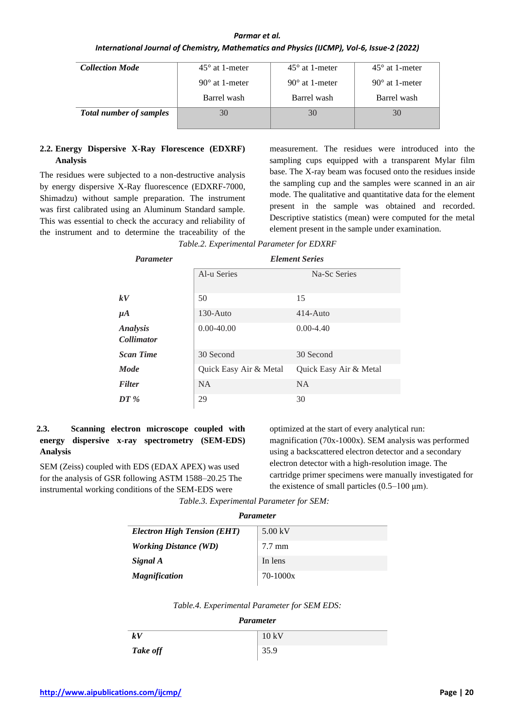| *Collection Mode* | 45° at 1-meter | 45° at 1-meter | 45° at 1-meter |
|---|---|---|---|
| | 90° at 1-meter | 90° at 1-meter | 90° at 1-meter |
| | Barrel wash | Barrel wash | Barrel wash |
| ***Total number of samples*** | 30 | 30 | 30 |

### 2.2. Energy Dispersive X-Ray Florescence (EDXRF) Analysis

The residues were subjected to a non-destructive analysis by energy dispersive X-Ray fluorescence (EDXRF-7000, Shimadzu) without sample preparation. The instrument was first calibrated using an Aluminum Standard sample. This was essential to check the accuracy and reliability of the instrument and to determine the traceability of the measurement. The residues were introduced into the sampling cups equipped with a transparent Mylar film base. The X-ray beam was focused onto the residues inside the sampling cup and the samples were scanned in an air mode. The qualitative and quantitative data for the element present in the sample was obtained and recorded. Descriptive statistics (mean) were computed for the metal element present in the sample under examination.

*Table.2. Experimental Parameter for EDXRF*

| *Parameter* | *Element Series* | |
|---|---|---|
| | Al-u Series | Na-Sc Series |
| ***kV*** | 50 | 15 |
| ***μA*** | 130-Auto | 414-Auto |
| ***Analysis Collimator*** | 0.00-40.00 | 0.00-4.40 |
| ***Scan Time*** | 30 Second | 30 Second |
| ***Mode*** | Quick Easy Air & Metal | Quick Easy Air & Metal |
| ***Filter*** | NA | NA |
| ***DT %*** | 29 | 30 |

### 2.3. Scanning electron microscope coupled with energy dispersive x-ray spectrometry (SEM-EDS) Analysis

SEM (Zeiss) coupled with EDS (EDAX APEX) was used for the analysis of GSR following ASTM 1588–20.25 The instrumental working conditions of the SEM-EDS were optimized at the start of every analytical run: magnification (70x-1000x). SEM analysis was performed using a backscattered electron detector and a secondary electron detector with a high-resolution image. The cartridge primer specimens were manually investigated for the existence of small particles (0.5–100 μm).

*Table.3. Experimental Parameter for SEM:*

| ***Parameter*** | |
|---|---|
| ***Electron High Tension (EHT)*** | 5.00 kV |
| ***Working Distance (WD)*** | 7.7 mm |
| ***Signal A*** | In lens |
| ***Magnification*** | 70-1000x |

*Table.4. Experimental Parameter for SEM EDS:*

| ***Parameter*** | |
|---|---|
| ***kV*** | 10 kV |
| ***Take off*** | 35.9 |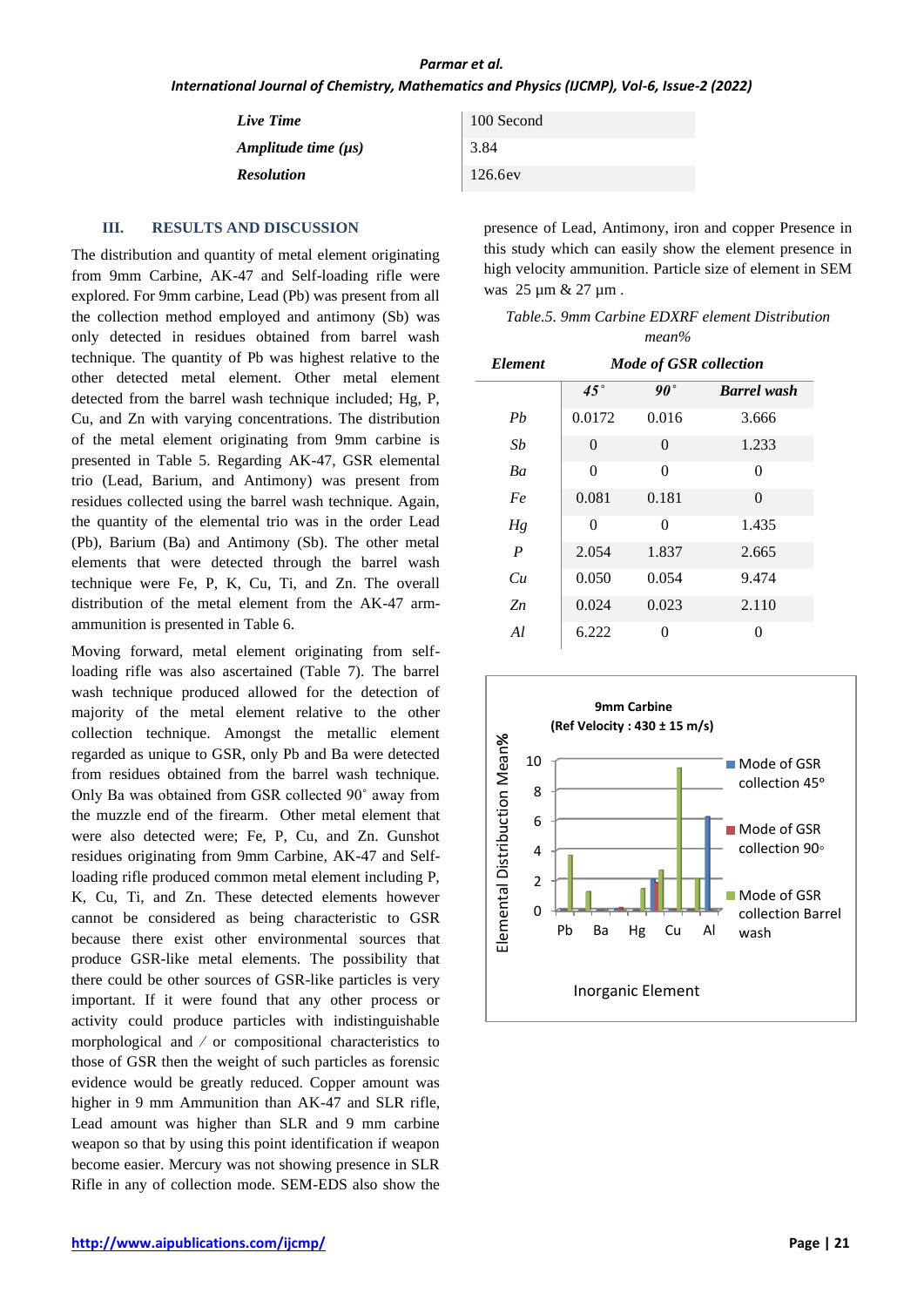| *Live Time* | 100 Second |
|---|---|
| *Amplitude time (µs)* | 3.84 |
| *Resolution* | 126.6ev |

## III. RESULTS AND DISCUSSION

The distribution and quantity of metal element originating from 9mm Carbine, AK-47 and Self-loading rifle were explored. For 9mm carbine, Lead (Pb) was present from all the collection method employed and antimony (Sb) was only detected in residues obtained from barrel wash technique. The quantity of Pb was highest relative to the other detected metal element. Other metal element detected from the barrel wash technique included; Hg, P, Cu, and Zn with varying concentrations. The distribution of the metal element originating from 9mm carbine is presented in Table 5. Regarding AK-47, GSR elemental trio (Lead, Barium, and Antimony) was present from residues collected using the barrel wash technique. Again, the quantity of the elemental trio was in the order Lead (Pb), Barium (Ba) and Antimony (Sb). The other metal elements that were detected through the barrel wash technique were Fe, P, K, Cu, Ti, and Zn. The overall distribution of the metal element from the AK-47 arm-ammunition is presented in Table 6.

Moving forward, metal element originating from self-loading rifle was also ascertained (Table 7). The barrel wash technique produced allowed for the detection of majority of the metal element relative to the other collection technique. Amongst the metallic element regarded as unique to GSR, only Pb and Ba were detected from residues obtained from the barrel wash technique. Only Ba was obtained from GSR collected 90˚ away from the muzzle end of the firearm. Other metal element that were also detected were; Fe, P, Cu, and Zn. Gunshot residues originating from 9mm Carbine, AK-47 and Self-loading rifle produced common metal element including P, K, Cu, Ti, and Zn. These detected elements however cannot be considered as being characteristic to GSR because there exist other environmental sources that produce GSR-like metal elements. The possibility that there could be other sources of GSR-like particles is very important. If it were found that any other process or activity could produce particles with indistinguishable morphological and / or compositional characteristics to those of GSR then the weight of such particles as forensic evidence would be greatly reduced. Copper amount was higher in 9 mm Ammunition than AK-47 and SLR rifle, Lead amount was higher than SLR and 9 mm carbine weapon so that by using this point identification if weapon become easier. Mercury was not showing presence in SLR Rifle in any of collection mode. SEM-EDS also show the presence of Lead, Antimony, iron and copper Presence in this study which can easily show the element presence in high velocity ammunition. Particle size of element in SEM was 25 µm & 27 µm .

*Table.5. 9mm Carbine EDXRF element Distribution mean%*

| *Element* | *Mode of GSR collection* | | |
|---|---|---|---|
| | *45˚* | *90˚* | *Barrel wash* |
| *Pb* | 0.0172 | 0.016 | 3.666 |
| *Sb* | 0 | 0 | 1.233 |
| *Ba* | 0 | 0 | 0 |
| *Fe* | 0.081 | 0.181 | 0 |
| *Hg* | 0 | 0 | 1.435 |
| *P* | 2.054 | 1.837 | 2.665 |
| *Cu* | 0.050 | 0.054 | 9.474 |
| *Zn* | 0.024 | 0.023 | 2.110 |
| *Al* | 6.222 | 0 | 0 |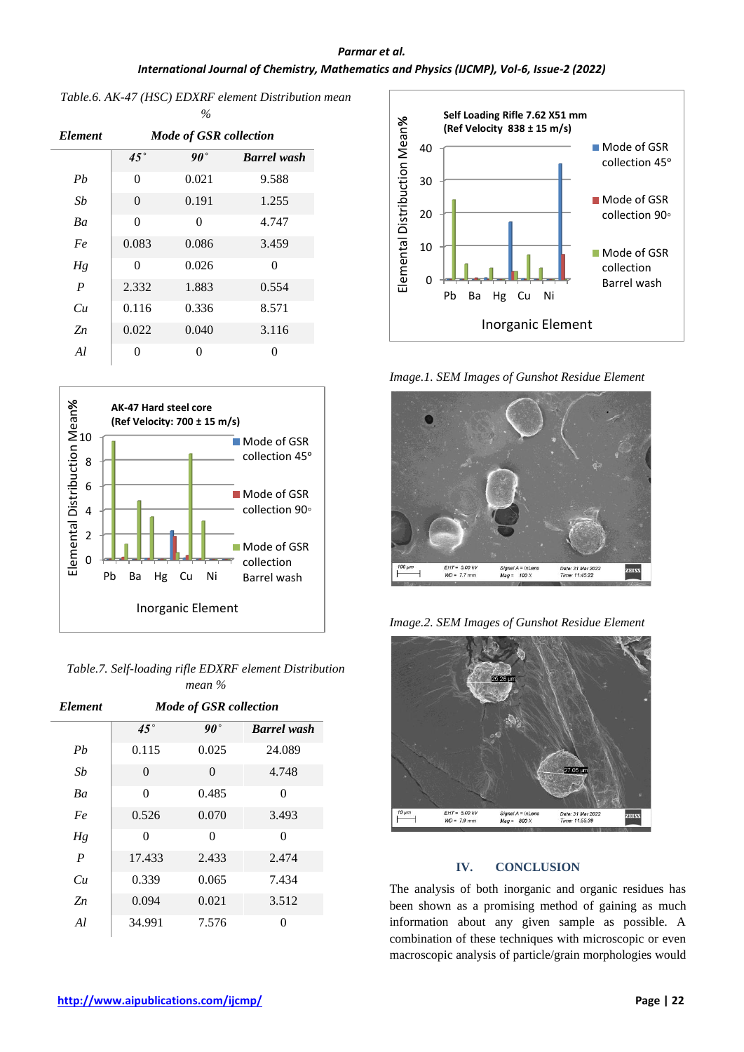*Table.6. AK-47 (HSC) EDXRF element Distribution mean %*

| *Element* | *Mode of GSR collection* | | |
|---|---|---|---|
| | *45°* | *90°* | *Barrel wash* |
| *Pb* | 0 | 0.021 | 9.588 |
| *Sb* | 0 | 0.191 | 1.255 |
| *Ba* | 0 | 0 | 4.747 |
| *Fe* | 0.083 | 0.086 | 3.459 |
| *Hg* | 0 | 0.026 | 0 |
| *P* | 2.332 | 1.883 | 0.554 |
| *Cu* | 0.116 | 0.336 | 8.571 |
| *Zn* | 0.022 | 0.040 | 3.116 |
| *Al* | 0 | 0 | 0 |

*Table.7. Self-loading rifle EDXRF element Distribution mean %*

| *Element* | *Mode of GSR collection* | | |
|---|---|---|---|
| | *45°* | *90°* | *Barrel wash* |
| *Pb* | 0.115 | 0.025 | 24.089 |
| *Sb* | 0 | 0 | 4.748 |
| *Ba* | 0 | 0.485 | 0 |
| *Fe* | 0.526 | 0.070 | 3.493 |
| *Hg* | 0 | 0 | 0 |
| *P* | 17.433 | 2.433 | 2.474 |
| *Cu* | 0.339 | 0.065 | 7.434 |
| *Zn* | 0.094 | 0.021 | 3.512 |
| *Al* | 34.991 | 7.576 | 0 |

*Image.1. SEM Images of Gunshot Residue Element*

*Image.2. SEM Images of Gunshot Residue Element*

## IV. CONCLUSION

The analysis of both inorganic and organic residues has been shown as a promising method of gaining as much information about any given sample as possible. A combination of these techniques with microscopic or even macroscopic analysis of particle/grain morphologies would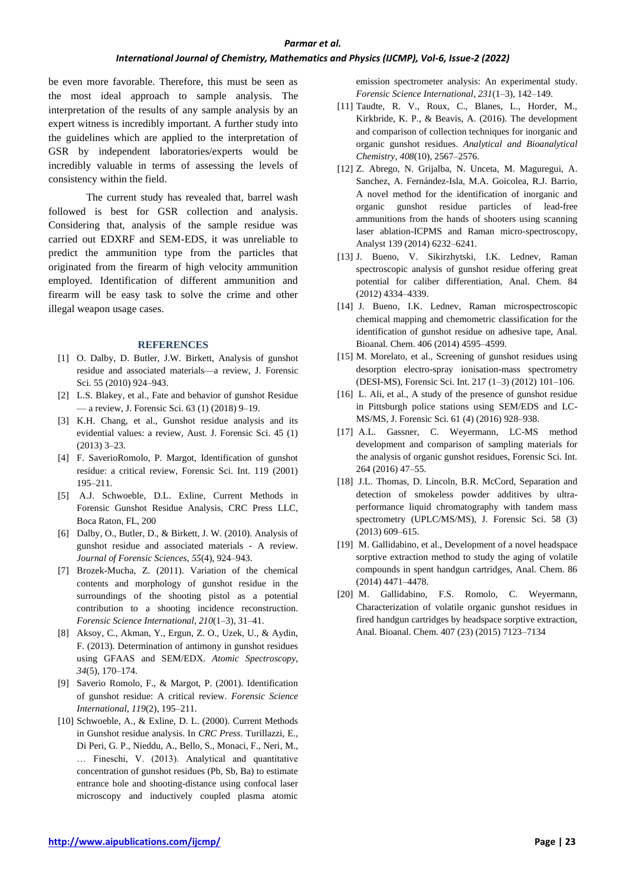be even more favorable. Therefore, this must be seen as the most ideal approach to sample analysis. The interpretation of the results of any sample analysis by an expert witness is incredibly important. A further study into the guidelines which are applied to the interpretation of GSR by independent laboratories/experts would be incredibly valuable in terms of assessing the levels of consistency within the field.

The current study has revealed that, barrel wash followed is best for GSR collection and analysis. Considering that, analysis of the sample residue was carried out EDXRF and SEM-EDS, it was unreliable to predict the ammunition type from the particles that originated from the firearm of high velocity ammunition employed. Identification of different ammunition and firearm will be easy task to solve the crime and other illegal weapon usage cases.

## REFERENCES

[1] O. Dalby, D. Butler, J.W. Birkett, Analysis of gunshot residue and associated materials—a review, J. Forensic Sci. 55 (2010) 924–943.

[2] L.S. Blakey, et al., Fate and behavior of gunshot Residue — a review, J. Forensic Sci. 63 (1) (2018) 9–19.

[3] K.H. Chang, et al., Gunshot residue analysis and its evidential values: a review, Aust. J. Forensic Sci. 45 (1) (2013) 3–23.

[4] F. SaverioRomolo, P. Margot, Identification of gunshot residue: a critical review, Forensic Sci. Int. 119 (2001) 195–211.

[5] A.J. Schwoeble, D.L. Exline, Current Methods in Forensic Gunshot Residue Analysis, CRC Press LLC, Boca Raton, FL, 200

[6] Dalby, O., Butler, D., & Birkett, J. W. (2010). Analysis of gunshot residue and associated materials - A review. *Journal of Forensic Sciences*, *55*(4), 924–943.

[7] Brozek-Mucha, Z. (2011). Variation of the chemical contents and morphology of gunshot residue in the surroundings of the shooting pistol as a potential contribution to a shooting incidence reconstruction. *Forensic Science International*, *210*(1–3), 31–41.

[8] Aksoy, C., Akman, Y., Ergun, Z. O., Uzek, U., & Aydin, F. (2013). Determination of antimony in gunshot residues using GFAAS and SEM/EDX. *Atomic Spectroscopy*, *34*(5), 170–174.

[9] Saverio Romolo, F., & Margot, P. (2001). Identification of gunshot residue: A critical review. *Forensic Science International*, *119*(2), 195–211.

[10] Schwoeble, A., & Exline, D. L. (2000). Current Methods in Gunshot residue analysis. In *CRC Press*. Turillazzi, E., Di Peri, G. P., Nieddu, A., Bello, S., Monaci, F., Neri, M., … Fineschi, V. (2013). Analytical and quantitative concentration of gunshot residues (Pb, Sb, Ba) to estimate entrance hole and shooting-distance using confocal laser microscopy and inductively coupled plasma atomic emission spectrometer analysis: An experimental study. *Forensic Science International*, *231*(1–3), 142–149.

[11] Taudte, R. V., Roux, C., Blanes, L., Horder, M., Kirkbride, K. P., & Beavis, A. (2016). The development and comparison of collection techniques for inorganic and organic gunshot residues. *Analytical and Bioanalytical Chemistry*, *408*(10), 2567–2576.

[12] Z. Abrego, N. Grijalba, N. Unceta, M. Maguregui, A. Sanchez, A. Fernández-Isla, M.A. Goicolea, R.J. Barrio, A novel method for the identification of inorganic and organic gunshot residue particles of lead-free ammunitions from the hands of shooters using scanning laser ablation-ICPMS and Raman micro-spectroscopy, Analyst 139 (2014) 6232–6241.

[13] J. Bueno, V. Sikirzhytski, I.K. Lednev, Raman spectroscopic analysis of gunshot residue offering great potential for caliber differentiation, Anal. Chem. 84 (2012) 4334–4339.

[14] J. Bueno, I.K. Lednev, Raman microspectroscopic chemical mapping and chemometric classification for the identification of gunshot residue on adhesive tape, Anal. Bioanal. Chem. 406 (2014) 4595–4599.

[15] M. Morelato, et al., Screening of gunshot residues using desorption electro-spray ionisation-mass spectrometry (DESI-MS), Forensic Sci. Int. 217 (1–3) (2012) 101–106.

[16] L. Ali, et al., A study of the presence of gunshot residue in Pittsburgh police stations using SEM/EDS and LC-MS/MS, J. Forensic Sci. 61 (4) (2016) 928–938.

[17] A.L. Gassner, C. Weyermann, LC-MS method development and comparison of sampling materials for the analysis of organic gunshot residues, Forensic Sci. Int. 264 (2016) 47–55.

[18] J.L. Thomas, D. Lincoln, B.R. McCord, Separation and detection of smokeless powder additives by ultra-performance liquid chromatography with tandem mass spectrometry (UPLC/MS/MS), J. Forensic Sci. 58 (3) (2013) 609–615.

[19] M. Gallidabino, et al., Development of a novel headspace sorptive extraction method to study the aging of volatile compounds in spent handgun cartridges, Anal. Chem. 86 (2014) 4471–4478.

[20] M. Gallidabino, F.S. Romolo, C. Weyermann, Characterization of volatile organic gunshot residues in fired handgun cartridges by headspace sorptive extraction, Anal. Bioanal. Chem. 407 (23) (2015) 7123–7134